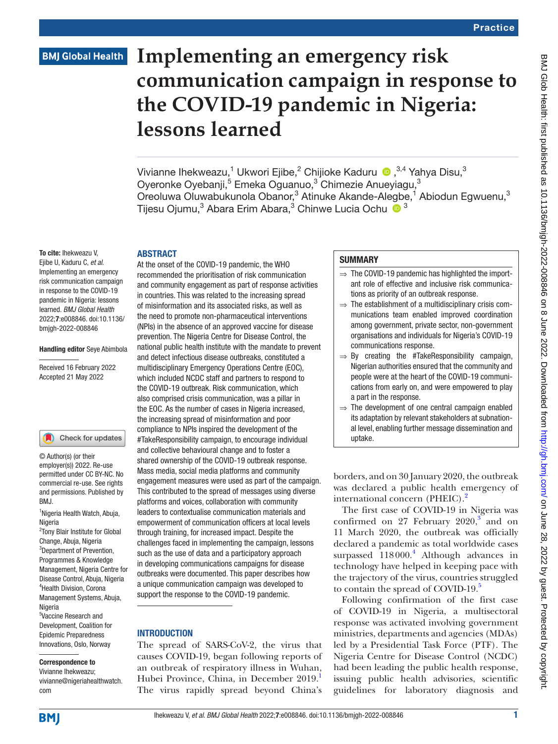Practice

# Implementing an emergency risk communication campaign in response to the COVID-19 pandemic in Nigeria: lessons learned

Vivianne Ihekweazu,[1] Ukwori Ejibe,[2] Chijioke Kaduru,[3,4] Yahya Disu,[3] Oyeronke Oyebanji,[5] Emeka Oguanuo,[3] Chimezie Anueyiagu,[3] Oreoluwa Oluwabukunola Obanor,[3] Atinuke Akande-Alegbe,[1] Abiodun Egwuenu,[3] Tijesu Ojumu,[3] Abara Erim Abara,[3] Chinwe Lucia Ochu[3]

**To cite:** Ihekweazu V, Ejibe U, Kaduru C, *et al*. Implementing an emergency risk communication campaign in response to the COVID-19 pandemic in Nigeria: lessons learned. *BMJ Global Health* 2022;**7**:e008846. doi:10.1136/bmjgh-2022-008846

**Handling editor** Seye Abimbola

Received 16 February 2022
Accepted 21 May 2022

© Author(s) (or their employer(s)) 2022. Re-use permitted under CC BY-NC. No commercial re-use. See rights and permissions. Published by BMJ.

[1]Nigeria Health Watch, Abuja, Nigeria
[2]Tony Blair Institute for Global Change, Abuja, Nigeria
[3]Department of Prevention, Programmes & Knowledge Management, Nigeria Centre for Disease Control, Abuja, Nigeria
[4]Health Division, Corona Management Systems, Abuja, Nigeria
[5]Vaccine Research and Development, Coalition for Epidemic Preparedness Innovations, Oslo, Norway

**Correspondence to**
Vivianne Ihekweazu;
vivianne@nigeriahealthwatch.com

## ABSTRACT

At the onset of the COVID-19 pandemic, the WHO recommended the prioritisation of risk communication and community engagement as part of response activities in countries. This was related to the increasing spread of misinformation and its associated risks, as well as the need to promote non-pharmaceutical interventions (NPIs) in the absence of an approved vaccine for disease prevention. The Nigeria Centre for Disease Control, the national public health institute with the mandate to prevent and detect infectious disease outbreaks, constituted a multidisciplinary Emergency Operations Centre (EOC), which included NCDC staff and partners to respond to the COVID-19 outbreak. Risk communication, which also comprised crisis communication, was a pillar in the EOC. As the number of cases in Nigeria increased, the increasing spread of misinformation and poor compliance to NPIs inspired the development of the #TakeResponsibility campaign, to encourage individual and collective behavioural change and to foster a shared ownership of the COVID-19 outbreak response. Mass media, social media platforms and community engagement measures were used as part of the campaign. This contributed to the spread of messages using diverse platforms and voices, collaboration with community leaders to contextualise communication materials and empowerment of communication officers at local levels through training, for increased impact. Despite the challenges faced in implementing the campaign, lessons such as the use of data and a participatory approach in developing communications campaigns for disease outbreaks were documented. This paper describes how a unique communication campaign was developed to support the response to the COVID-19 pandemic.

## SUMMARY

- ⇒ The COVID-19 pandemic has highlighted the important role of effective and inclusive risk communications as priority of an outbreak response.
- ⇒ The establishment of a multidisciplinary crisis communications team enabled improved coordination among government, private sector, non-government organisations and individuals for Nigeria's COVID-19 communications response.
- ⇒ By creating the #TakeResponsibility campaign, Nigerian authorities ensured that the community and people were at the heart of the COVID-19 communications from early on, and were empowered to play a part in the response.
- ⇒ The development of one central campaign enabled its adaptation by relevant stakeholders at subnational level, enabling further message dissemination and uptake.

## INTRODUCTION

The spread of SARS-CoV-2, the virus that causes COVID-19, began following reports of an outbreak of respiratory illness in Wuhan, Hubei Province, China, in December 2019.[1] The virus rapidly spread beyond China's borders, and on 30 January 2020, the outbreak was declared a public health emergency of international concern (PHEIC).[2]

The first case of COVID-19 in Nigeria was confirmed on 27 February 2020,[3] and on 11 March 2020, the outbreak was officially declared a pandemic as total worldwide cases surpassed 118 000.[4] Although advances in technology have helped in keeping pace with the trajectory of the virus, countries struggled to contain the spread of COVID-19.[5]

Following confirmation of the first case of COVID-19 in Nigeria, a multisectoral response was activated involving government ministries, departments and agencies (MDAs) led by a Presidential Task Force (PTF). The Nigeria Centre for Disease Control (NCDC) had been leading the public health response, issuing public health advisories, scientific guidelines for laboratory diagnosis and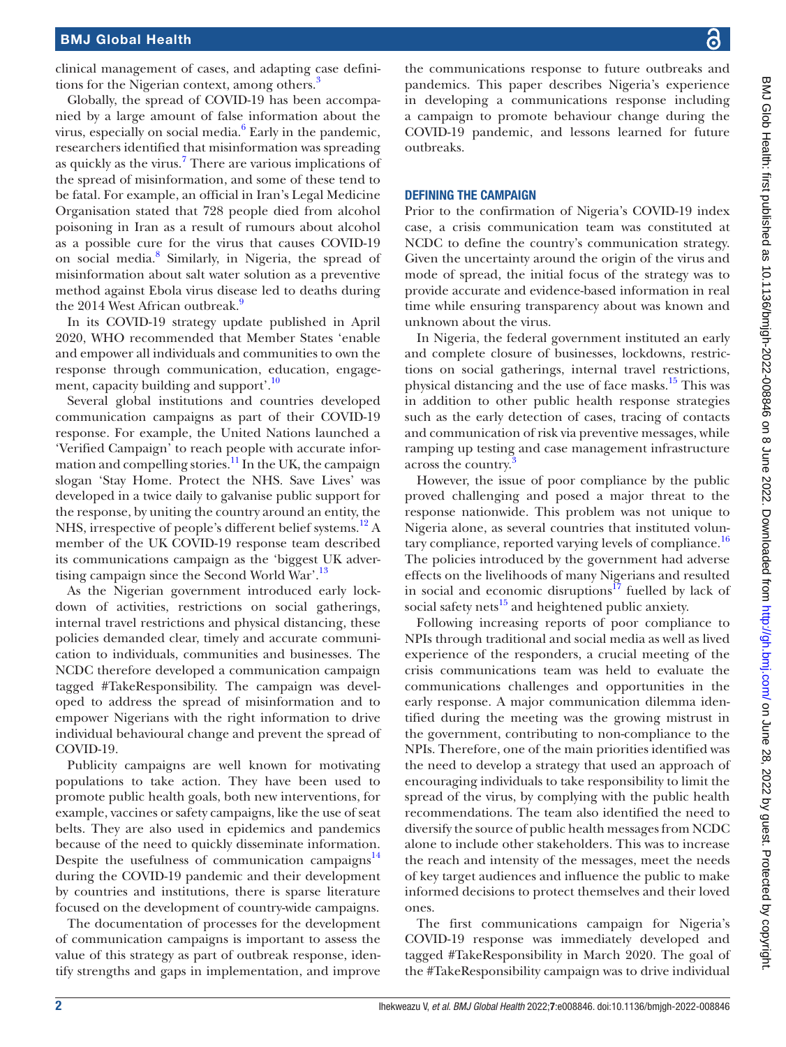clinical management of cases, and adapting case definitions for the Nigerian context, among others.[3]

Globally, the spread of COVID-19 has been accompanied by a large amount of false information about the virus, especially on social media.[6] Early in the pandemic, researchers identified that misinformation was spreading as quickly as the virus.[7] There are various implications of the spread of misinformation, and some of these tend to be fatal. For example, an official in Iran's Legal Medicine Organisation stated that 728 people died from alcohol poisoning in Iran as a result of rumours about alcohol as a possible cure for the virus that causes COVID-19 on social media.[8] Similarly, in Nigeria, the spread of misinformation about salt water solution as a preventive method against Ebola virus disease led to deaths during the 2014 West African outbreak.[9]

In its COVID-19 strategy update published in April 2020, WHO recommended that Member States 'enable and empower all individuals and communities to own the response through communication, education, engagement, capacity building and support'.[10]

Several global institutions and countries developed communication campaigns as part of their COVID-19 response. For example, the United Nations launched a 'Verified Campaign' to reach people with accurate information and compelling stories.[11] In the UK, the campaign slogan 'Stay Home. Protect the NHS. Save Lives' was developed in a twice daily to galvanise public support for the response, by uniting the country around an entity, the NHS, irrespective of people's different belief systems.[12] A member of the UK COVID-19 response team described its communications campaign as the 'biggest UK advertising campaign since the Second World War'.[13]

As the Nigerian government introduced early lockdown of activities, restrictions on social gatherings, internal travel restrictions and physical distancing, these policies demanded clear, timely and accurate communication to individuals, communities and businesses. The NCDC therefore developed a communication campaign tagged #TakeResponsibility. The campaign was developed to address the spread of misinformation and to empower Nigerians with the right information to drive individual behavioural change and prevent the spread of COVID-19.

Publicity campaigns are well known for motivating populations to take action. They have been used to promote public health goals, both new interventions, for example, vaccines or safety campaigns, like the use of seat belts. They are also used in epidemics and pandemics because of the need to quickly disseminate information. Despite the usefulness of communication campaigns[14] during the COVID-19 pandemic and their development by countries and institutions, there is sparse literature focused on the development of country-wide campaigns.

The documentation of processes for the development of communication campaigns is important to assess the value of this strategy as part of outbreak response, identify strengths and gaps in implementation, and improve the communications response to future outbreaks and pandemics. This paper describes Nigeria's experience in developing a communications response including a campaign to promote behaviour change during the COVID-19 pandemic, and lessons learned for future outbreaks.

## DEFINING THE CAMPAIGN

Prior to the confirmation of Nigeria's COVID-19 index case, a crisis communication team was constituted at NCDC to define the country's communication strategy. Given the uncertainty around the origin of the virus and mode of spread, the initial focus of the strategy was to provide accurate and evidence-based information in real time while ensuring transparency about was known and unknown about the virus.

In Nigeria, the federal government instituted an early and complete closure of businesses, lockdowns, restrictions on social gatherings, internal travel restrictions, physical distancing and the use of face masks.[15] This was in addition to other public health response strategies such as the early detection of cases, tracing of contacts and communication of risk via preventive messages, while ramping up testing and case management infrastructure across the country.[3]

However, the issue of poor compliance by the public proved challenging and posed a major threat to the response nationwide. This problem was not unique to Nigeria alone, as several countries that instituted voluntary compliance, reported varying levels of compliance.[16] The policies introduced by the government had adverse effects on the livelihoods of many Nigerians and resulted in social and economic disruptions[17] fuelled by lack of social safety nets[15] and heightened public anxiety.

Following increasing reports of poor compliance to NPIs through traditional and social media as well as lived experience of the responders, a crucial meeting of the crisis communications team was held to evaluate the communications challenges and opportunities in the early response. A major communication dilemma identified during the meeting was the growing mistrust in the government, contributing to non-compliance to the NPIs. Therefore, one of the main priorities identified was the need to develop a strategy that used an approach of encouraging individuals to take responsibility to limit the spread of the virus, by complying with the public health recommendations. The team also identified the need to diversify the source of public health messages from NCDC alone to include other stakeholders. This was to increase the reach and intensity of the messages, meet the needs of key target audiences and influence the public to make informed decisions to protect themselves and their loved ones.

The first communications campaign for Nigeria's COVID-19 response was immediately developed and tagged #TakeResponsibility in March 2020. The goal of the #TakeResponsibility campaign was to drive individual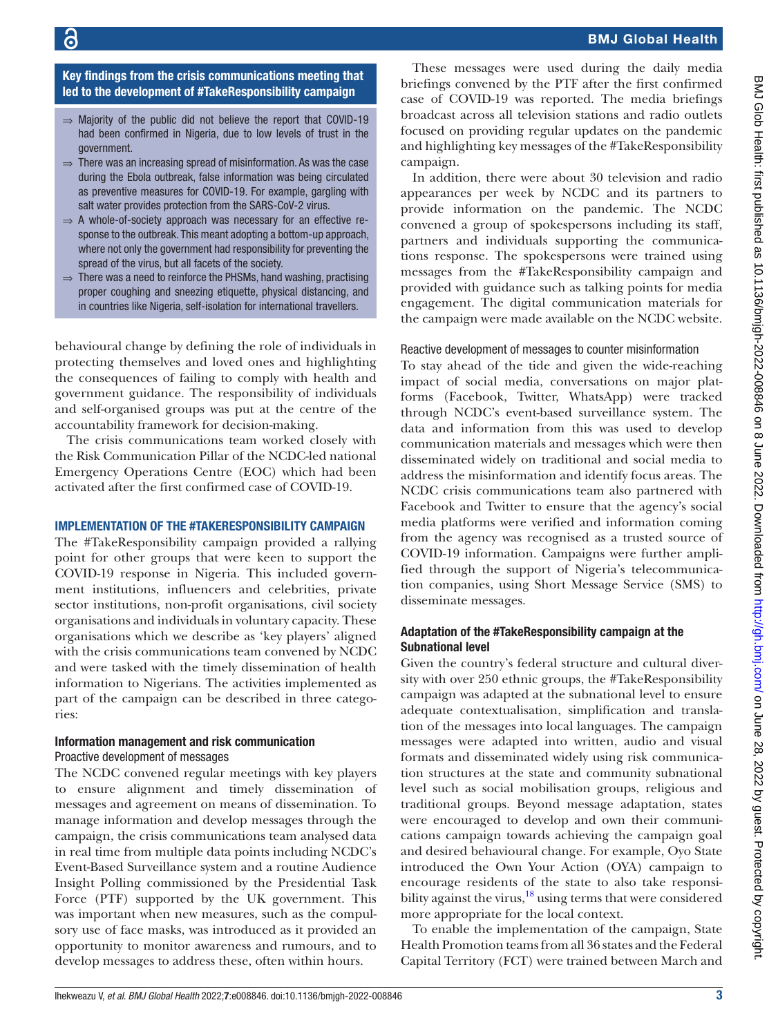**Key findings from the crisis communications meeting that led to the development of #TakeResponsibility campaign**

- ⇒ Majority of the public did not believe the report that COVID-19 had been confirmed in Nigeria, due to low levels of trust in the government.
- ⇒ There was an increasing spread of misinformation. As was the case during the Ebola outbreak, false information was being circulated as preventive measures for COVID-19. For example, gargling with salt water provides protection from the SARS-CoV-2 virus.
- ⇒ A whole-of-society approach was necessary for an effective response to the outbreak. This meant adopting a bottom-up approach, where not only the government had responsibility for preventing the spread of the virus, but all facets of the society.
- ⇒ There was a need to reinforce the PHSMs, hand washing, practising proper coughing and sneezing etiquette, physical distancing, and in countries like Nigeria, self-isolation for international travellers.

behavioural change by defining the role of individuals in protecting themselves and loved ones and highlighting the consequences of failing to comply with health and government guidance. The responsibility of individuals and self-organised groups was put at the centre of the accountability framework for decision-making.

The crisis communications team worked closely with the Risk Communication Pillar of the NCDC-led national Emergency Operations Centre (EOC) which had been activated after the first confirmed case of COVID-19.

## IMPLEMENTATION OF THE #TAKERESPONSIBILITY CAMPAIGN

The #TakeResponsibility campaign provided a rallying point for other groups that were keen to support the COVID-19 response in Nigeria. This included government institutions, influencers and celebrities, private sector institutions, non-profit organisations, civil society organisations and individuals in voluntary capacity. These organisations which we describe as 'key players' aligned with the crisis communications team convened by NCDC and were tasked with the timely dissemination of health information to Nigerians. The activities implemented as part of the campaign can be described in three categories:

### Information management and risk communication

#### Proactive development of messages

The NCDC convened regular meetings with key players to ensure alignment and timely dissemination of messages and agreement on means of dissemination. To manage information and develop messages through the campaign, the crisis communications team analysed data in real time from multiple data points including NCDC's Event-Based Surveillance system and a routine Audience Insight Polling commissioned by the Presidential Task Force (PTF) supported by the UK government. This was important when new measures, such as the compulsory use of face masks, was introduced as it provided an opportunity to monitor awareness and rumours, and to develop messages to address these, often within hours.

These messages were used during the daily media briefings convened by the PTF after the first confirmed case of COVID-19 was reported. The media briefings broadcast across all television stations and radio outlets focused on providing regular updates on the pandemic and highlighting key messages of the #TakeResponsibility campaign.

In addition, there were about 30 television and radio appearances per week by NCDC and its partners to provide information on the pandemic. The NCDC convened a group of spokespersons including its staff, partners and individuals supporting the communications response. The spokespersons were trained using messages from the #TakeResponsibility campaign and provided with guidance such as talking points for media engagement. The digital communication materials for the campaign were made available on the NCDC website.

#### Reactive development of messages to counter misinformation

To stay ahead of the tide and given the wide-reaching impact of social media, conversations on major platforms (Facebook, Twitter, WhatsApp) were tracked through NCDC's event-based surveillance system. The data and information from this was used to develop communication materials and messages which were then disseminated widely on traditional and social media to address the misinformation and identify focus areas. The NCDC crisis communications team also partnered with Facebook and Twitter to ensure that the agency's social media platforms were verified and information coming from the agency was recognised as a trusted source of COVID-19 information. Campaigns were further amplified through the support of Nigeria's telecommunication companies, using Short Message Service (SMS) to disseminate messages.

### Adaptation of the #TakeResponsibility campaign at the Subnational level

Given the country's federal structure and cultural diversity with over 250 ethnic groups, the #TakeResponsibility campaign was adapted at the subnational level to ensure adequate contextualisation, simplification and translation of the messages into local languages. The campaign messages were adapted into written, audio and visual formats and disseminated widely using risk communication structures at the state and community subnational level such as social mobilisation groups, religious and traditional groups. Beyond message adaptation, states were encouraged to develop and own their communications campaign towards achieving the campaign goal and desired behavioural change. For example, Oyo State introduced the Own Your Action (OYA) campaign to encourage residents of the state to also take responsibility against the virus,[18] using terms that were considered more appropriate for the local context.

To enable the implementation of the campaign, State Health Promotion teams from all 36 states and the Federal Capital Territory (FCT) were trained between March and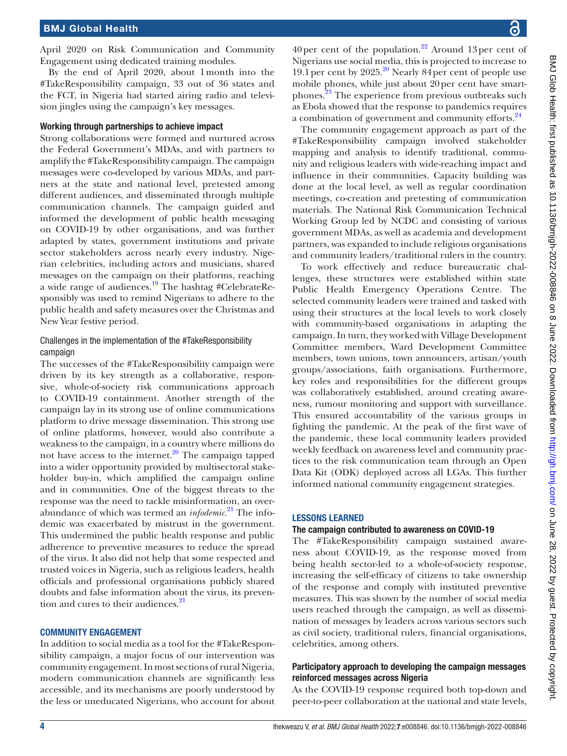April 2020 on Risk Communication and Community Engagement using dedicated training modules.

By the end of April 2020, about 1 month into the #TakeResponsibility campaign, 33 out of 36 states and the FCT, in Nigeria had started airing radio and television jingles using the campaign's key messages.

### Working through partnerships to achieve impact

Strong collaborations were formed and nurtured across the Federal Government's MDAs, and with partners to amplify the #TakeResponsibility campaign. The campaign messages were co-developed by various MDAs, and partners at the state and national level, pretested among different audiences, and disseminated through multiple communication channels. The campaign guided and informed the development of public health messaging on COVID-19 by other organisations, and was further adapted by states, government institutions and private sector stakeholders across nearly every industry. Nigerian celebrities, including actors and musicians, shared messages on the campaign on their platforms, reaching a wide range of audiences.[19] The hashtag #CelebrateResponsibly was used to remind Nigerians to adhere to the public health and safety measures over the Christmas and New Year festive period.

#### Challenges in the implementation of the #TakeResponsibility campaign

The successes of the #TakeResponsibility campaign were driven by its key strength as a collaborative, responsive, whole-of-society risk communications approach to COVID-19 containment. Another strength of the campaign lay in its strong use of online communications platform to drive message dissemination. This strong use of online platforms, however, would also contribute a weakness to the campaign, in a country where millions do not have access to the internet.[20] The campaign tapped into a wider opportunity provided by multisectoral stakeholder buy-in, which amplified the campaign online and in communities. One of the biggest threats to the response was the need to tackle misinformation, an overabundance of which was termed an *infodemic*.[21] The infodemic was exacerbated by mistrust in the government. This undermined the public health response and public adherence to preventive measures to reduce the spread of the virus. It also did not help that some respected and trusted voices in Nigeria, such as religious leaders, health officials and professional organisations publicly shared doubts and false information about the virus, its prevention and cures to their audiences.[21]

## COMMUNITY ENGAGEMENT

In addition to social media as a tool for the #TakeResponsibility campaign, a major focus of our intervention was community engagement. In most sections of rural Nigeria, modern communication channels are significantly less accessible, and its mechanisms are poorly understood by the less or uneducated Nigerians, who account for about 40 per cent of the population.[22] Around 13 per cent of Nigerians use social media, this is projected to increase to 19.1 per cent by 2025.[20] Nearly 84 per cent of people use mobile phones, while just about 20 per cent have smartphones.[23] The experience from previous outbreaks such as Ebola showed that the response to pandemics requires a combination of government and community efforts.[24]

The community engagement approach as part of the #TakeResponsibiility campaign involved stakeholder mapping and analysis to identify traditional, community and religious leaders with wide-reaching impact and influence in their communities. Capacity building was done at the local level, as well as regular coordination meetings, co-creation and pretesting of communication materials. The National Risk Communication Technical Working Group led by NCDC and consisting of various government MDAs, as well as academia and development partners, was expanded to include religious organisations and community leaders/traditional rulers in the country.

To work effectively and reduce bureaucratic challenges, these structures were established within state Public Health Emergency Operations Centre. The selected community leaders were trained and tasked with using their structures at the local levels to work closely with community-based organisations in adapting the campaign. In turn, they worked with Village Development Committee members, Ward Development Committee members, town unions, town announcers, artisan/youth groups/associations, faith organisations. Furthermore, key roles and responsibilities for the different groups was collaboratively established, around creating awareness, rumour monitoring and support with surveillance. This ensured accountability of the various groups in fighting the pandemic. At the peak of the first wave of the pandemic, these local community leaders provided weekly feedback on awareness level and community practices to the risk communication team through an Open Data Kit (ODK) deployed across all LGAs. This further informed national community engagement strategies.

## LESSONS LEARNED

### The campaign contributed to awareness on COVID-19

The #TakeResponsibility campaign sustained awareness about COVID-19, as the response moved from being health sector-led to a whole-of-society response, increasing the self-efficacy of citizens to take ownership of the response and comply with instituted preventive measures. This was shown by the number of social media users reached through the campaign, as well as dissemination of messages by leaders across various sectors such as civil society, traditional rulers, financial organisations, celebrities, among others.

### Participatory approach to developing the campaign messages reinforced messages across Nigeria

As the COVID-19 response required both top-down and peer-to-peer collaboration at the national and state levels,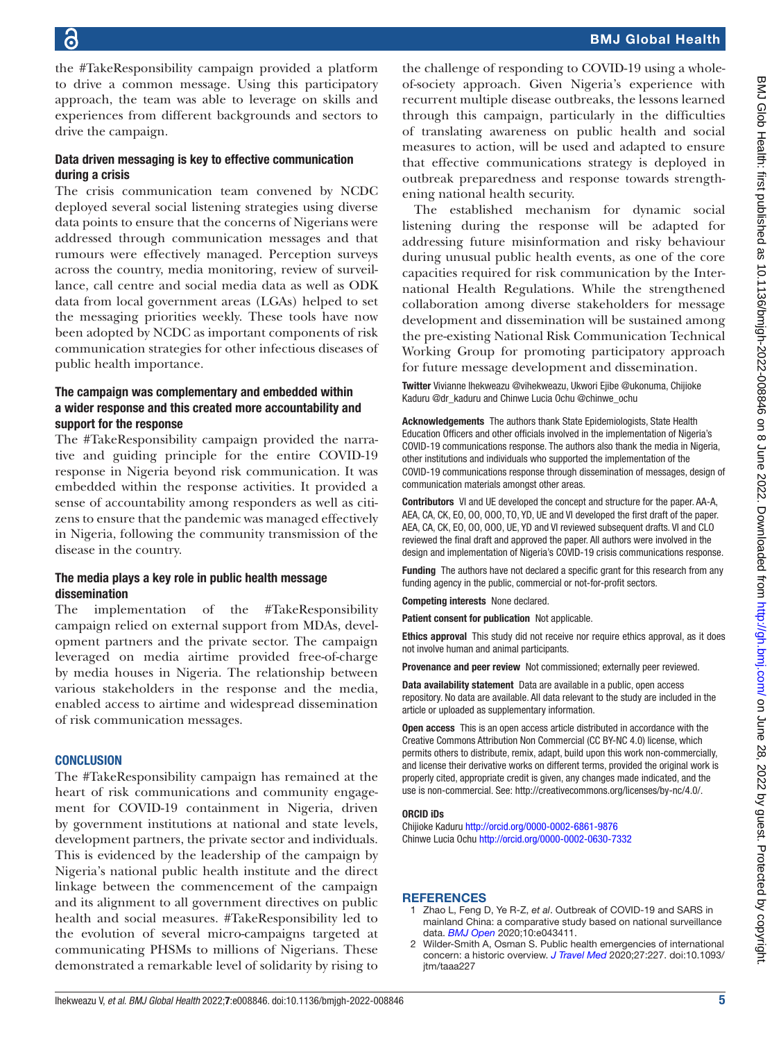the #TakeResponsibility campaign provided a platform to drive a common message. Using this participatory approach, the team was able to leverage on skills and experiences from different backgrounds and sectors to drive the campaign.

### Data driven messaging is key to effective communication during a crisis

The crisis communication team convened by NCDC deployed several social listening strategies using diverse data points to ensure that the concerns of Nigerians were addressed through communication messages and that rumours were effectively managed. Perception surveys across the country, media monitoring, review of surveillance, call centre and social media data as well as ODK data from local government areas (LGAs) helped to set the messaging priorities weekly. These tools have now been adopted by NCDC as important components of risk communication strategies for other infectious diseases of public health importance.

### The campaign was complementary and embedded within a wider response and this created more accountability and support for the response

The #TakeResponsibility campaign provided the narrative and guiding principle for the entire COVID-19 response in Nigeria beyond risk communication. It was embedded within the response activities. It provided a sense of accountability among responders as well as citizens to ensure that the pandemic was managed effectively in Nigeria, following the community transmission of the disease in the country.

### The media plays a key role in public health message dissemination

The implementation of the #TakeResponsibility campaign relied on external support from MDAs, development partners and the private sector. The campaign leveraged on media airtime provided free-of-charge by media houses in Nigeria. The relationship between various stakeholders in the response and the media, enabled access to airtime and widespread dissemination of risk communication messages.

## CONCLUSION

The #TakeResponsibility campaign has remained at the heart of risk communications and community engagement for COVID-19 containment in Nigeria, driven by government institutions at national and state levels, development partners, the private sector and individuals. This is evidenced by the leadership of the campaign by Nigeria's national public health institute and the direct linkage between the commencement of the campaign and its alignment to all government directives on public health and social measures. #TakeResponsibility led to the evolution of several micro-campaigns targeted at communicating PHSMs to millions of Nigerians. These demonstrated a remarkable level of solidarity by rising to the challenge of responding to COVID-19 using a whole-of-society approach. Given Nigeria's experience with recurrent multiple disease outbreaks, the lessons learned through this campaign, particularly in the difficulties of translating awareness on public health and social measures to action, will be used and adapted to ensure that effective communications strategy is deployed in outbreak preparedness and response towards strengthening national health security.

The established mechanism for dynamic social listening during the response will be adapted for addressing future misinformation and risky behaviour during unusual public health events, as one of the core capacities required for risk communication by the International Health Regulations. While the strengthened collaboration among diverse stakeholders for message development and dissemination will be sustained among the pre-existing National Risk Communication Technical Working Group for promoting participatory approach for future message development and dissemination.

**Twitter** Vivianne Ihekweazu @vihekweazu, Ukwori Ejibe @ukonuma, Chijioke Kaduru @dr_kaduru and Chinwe Lucia Ochu @chinwe_ochu

**Acknowledgements** The authors thank State Epidemiologists, State Health Education Officers and other officials involved in the implementation of Nigeria's COVID-19 communications response. The authors also thank the media in Nigeria, other institutions and individuals who supported the implementation of the COVID-19 communications response through dissemination of messages, design of communication materials amongst other areas.

**Contributors** VI and UE developed the concept and structure for the paper. AA-A, AEA, CA, CK, EO, OO, OOO, TO, YD, UE and VI developed the first draft of the paper. AEA, CA, CK, EO, OO, OOO, UE, YD and VI reviewed subsequent drafts. VI and CLO reviewed the final draft and approved the paper. All authors were involved in the design and implementation of Nigeria's COVID-19 crisis communications response.

**Funding** The authors have not declared a specific grant for this research from any funding agency in the public, commercial or not-for-profit sectors.

**Competing interests** None declared.

**Patient consent for publication** Not applicable.

**Ethics approval** This study did not receive nor require ethics approval, as it does not involve human and animal participants.

**Provenance and peer review** Not commissioned; externally peer reviewed.

**Data availability statement** Data are available in a public, open access repository. No data are available. All data relevant to the study are included in the article or uploaded as supplementary information.

**Open access** This is an open access article distributed in accordance with the Creative Commons Attribution Non Commercial (CC BY-NC 4.0) license, which permits others to distribute, remix, adapt, build upon this work non-commercially, and license their derivative works on different terms, provided the original work is properly cited, appropriate credit is given, any changes made indicated, and the use is non-commercial. See: http://creativecommons.org/licenses/by-nc/4.0/.

**ORCID iDs**

Chijioke Kaduru http://orcid.org/0000-0002-6861-9876
Chinwe Lucia Ochu http://orcid.org/0000-0002-0630-7332

## REFERENCES

1. Zhao L, Feng D, Ye R-Z, *et al*. Outbreak of COVID-19 and SARS in mainland China: a comparative study based on national surveillance data. *BMJ Open* 2020;10:e043411.
2. Wilder-Smith A, Osman S. Public health emergencies of international concern: a historic overview. *J Travel Med* 2020;27:227. doi:10.1093/jtm/taaa227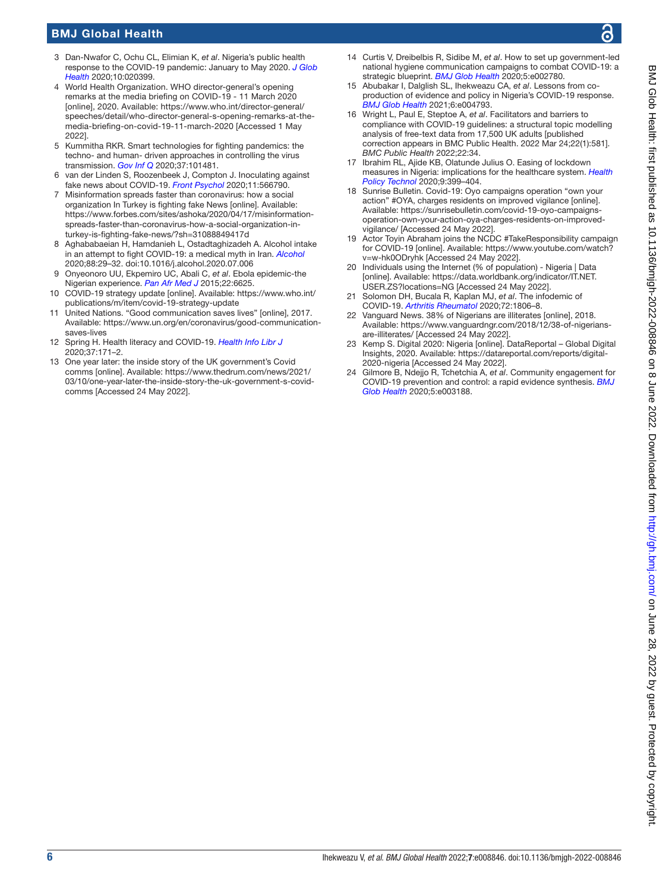3 Dan-Nwafor C, Ochu CL, Elimian K, *et al*. Nigeria's public health response to the COVID-19 pandemic: January to May 2020. *J Glob Health* 2020;10:020399.
4 World Health Organization. WHO director-general's opening remarks at the media briefing on COVID-19 - 11 March 2020 [online], 2020. Available: https://www.who.int/director-general/speeches/detail/who-director-general-s-opening-remarks-at-the-media-briefing-on-covid-19-11-march-2020 [Accessed 1 May 2022].
5 Kummitha RKR. Smart technologies for fighting pandemics: the techno- and human- driven approaches in controlling the virus transmission. *Gov Inf Q* 2020;37:101481.
6 van der Linden S, Roozenbeek J, Compton J. Inoculating against fake news about COVID-19. *Front Psychol* 2020;11:566790.
7 Misinformation spreads faster than coronavirus: how a social organization In Turkey is fighting fake News [online]. Available: https://www.forbes.com/sites/ashoka/2020/04/17/misinformation-spreads-faster-than-coronavirus-how-a-social-organization-in-turkey-is-fighting-fake-news/?sh=31088849417d
8 Aghababaeian H, Hamdanieh L, Ostadtaghizadeh A. Alcohol intake in an attempt to fight COVID-19: a medical myth in Iran. *Alcohol* 2020;88:29–32. doi:10.1016/j.alcohol.2020.07.006
9 Onyeonoro UU, Ekpemiro UC, Abali C, *et al*. Ebola epidemic-the Nigerian experience. *Pan Afr Med J* 2015;22:6625.
10 COVID-19 strategy update [online]. Available: https://www.who.int/publications/m/item/covid-19-strategy-update
11 United Nations. "Good communication saves lives" [online], 2017. Available: https://www.un.org/en/coronavirus/good-communication-saves-lives
12 Spring H. Health literacy and COVID-19. *Health Info Libr J* 2020;37:171–2.
13 One year later: the inside story of the UK government's Covid comms [online]. Available: https://www.thedrum.com/news/2021/03/10/one-year-later-the-inside-story-the-uk-government-s-covid-comms [Accessed 24 May 2022].
14 Curtis V, Dreibelbis R, Sidibe M, *et al*. How to set up government-led national hygiene communication campaigns to combat COVID-19: a strategic blueprint. *BMJ Glob Health* 2020;5:e002780.
15 Abubakar I, Dalglish SL, Ihekweazu CA, *et al*. Lessons from co-production of evidence and policy in Nigeria's COVID-19 response. *BMJ Glob Health* 2021;6:e004793.
16 Wright L, Paul E, Steptoe A, *et al*. Facilitators and barriers to compliance with COVID-19 guidelines: a structural topic modelling analysis of free-text data from 17,500 UK adults [published correction appears in BMC Public Health. 2022 Mar 24;22(1):581]. *BMC Public Health* 2022;22:34.
17 Ibrahim RL, Ajide KB, Olatunde Julius O. Easing of lockdown measures in Nigeria: implications for the healthcare system. *Health Policy Technol* 2020;9:399–404.
18 Sunrise Bulletin. Covid-19: Oyo campaigns operation "own your action" #OYA, charges residents on improved vigilance [online]. Available: https://sunrisebulletin.com/covid-19-oyo-campaigns-operation-own-your-action-oya-charges-residents-on-improved-vigilance/ [Accessed 24 May 2022].
19 Actor Toyin Abraham joins the NCDC #TakeResponsibility campaign for COVID-19 [online]. Available: https://www.youtube.com/watch?v=w-hk0ODryhk [Accessed 24 May 2022].
20 Individuals using the Internet (% of population) - Nigeria | Data [online]. Available: https://data.worldbank.org/indicator/IT.NET.USER.ZS?locations=NG [Accessed 24 May 2022].
21 Solomon DH, Bucala R, Kaplan MJ, *et al*. The infodemic of COVID-19. *Arthritis Rheumatol* 2020;72:1806–8.
22 Vanguard News. 38% of Nigerians are illiterates [online], 2018. Available: https://www.vanguardngr.com/2018/12/38-of-nigerians-are-illiterates/ [Accessed 24 May 2022].
23 Kemp S. Digital 2020: Nigeria [online]. DataReportal – Global Digital Insights, 2020. Available: https://datareportal.com/reports/digital-2020-nigeria [Accessed 24 May 2022].
24 Gilmore B, Ndejjo R, Tchetchia A, *et al*. Community engagement for COVID-19 prevention and control: a rapid evidence synthesis. *BMJ Glob Health* 2020;5:e003188.